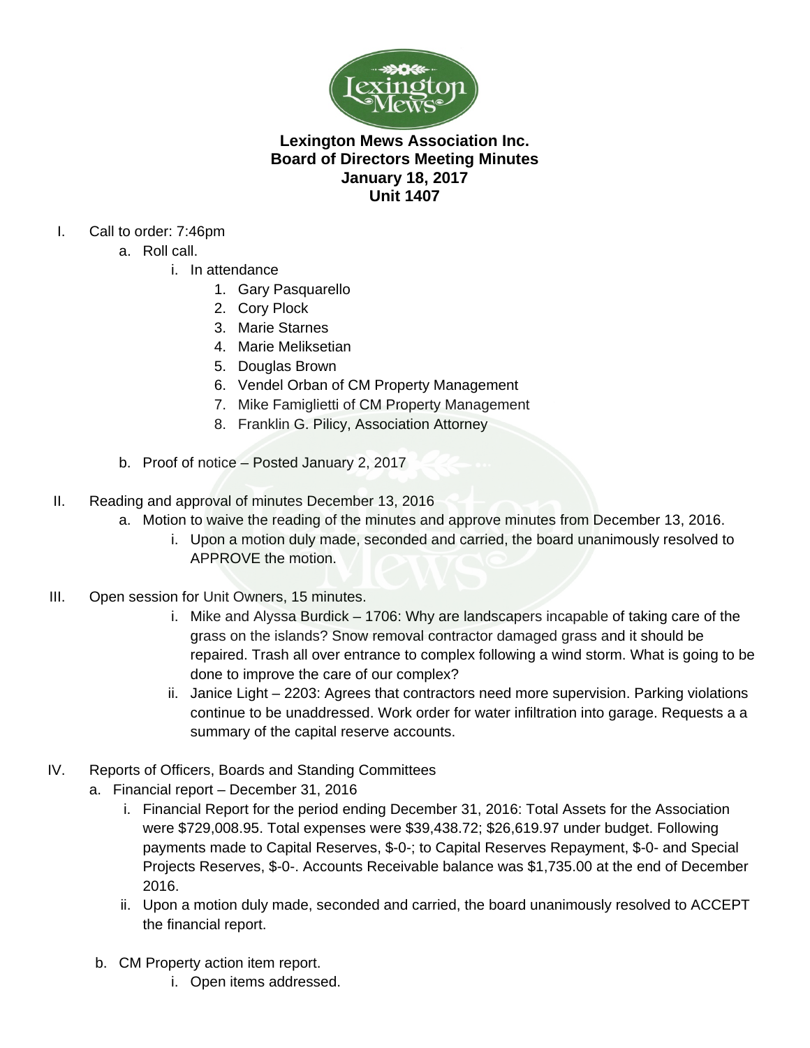# Lexington Mews Association Inc.
## Board of Directors Meeting Minutes
## January 18, 2017
## Unit 1407

I. Call to order: 7:46pm
   a. Roll call.
      i. In attendance
         1. Gary Pasquarello
         2. Cory Plock
         3. Marie Starnes
         4. Marie Meliksetian
         5. Douglas Brown
         6. Vendel Orban of CM Property Management
         7. Mike Famiglietti of CM Property Management
         8. Franklin G. Pilicy, Association Attorney
   b. Proof of notice – Posted January 2, 2017

II. Reading and approval of minutes December 13, 2016
   a. Motion to waive the reading of the minutes and approve minutes from December 13, 2016.
      i. Upon a motion duly made, seconded and carried, the board unanimously resolved to APPROVE the motion.

III. Open session for Unit Owners, 15 minutes.
   i. Mike and Alyssa Burdick – 1706: Why are landscapers incapable of taking care of the grass on the islands? Snow removal contractor damaged grass and it should be repaired. Trash all over entrance to complex following a wind storm. What is going to be done to improve the care of our complex?
   ii. Janice Light – 2203: Agrees that contractors need more supervision. Parking violations continue to be unaddressed. Work order for water infiltration into garage. Requests a a summary of the capital reserve accounts.

IV. Reports of Officers, Boards and Standing Committees
   a. Financial report – December 31, 2016
      i. Financial Report for the period ending December 31, 2016: Total Assets for the Association were $729,008.95. Total expenses were $39,438.72; $26,619.97 under budget. Following payments made to Capital Reserves, $-0-; to Capital Reserves Repayment, $-0- and Special Projects Reserves, $-0-. Accounts Receivable balance was $1,735.00 at the end of December 2016.
      ii. Upon a motion duly made, seconded and carried, the board unanimously resolved to ACCEPT the financial report.
   b. CM Property action item report.
      i. Open items addressed.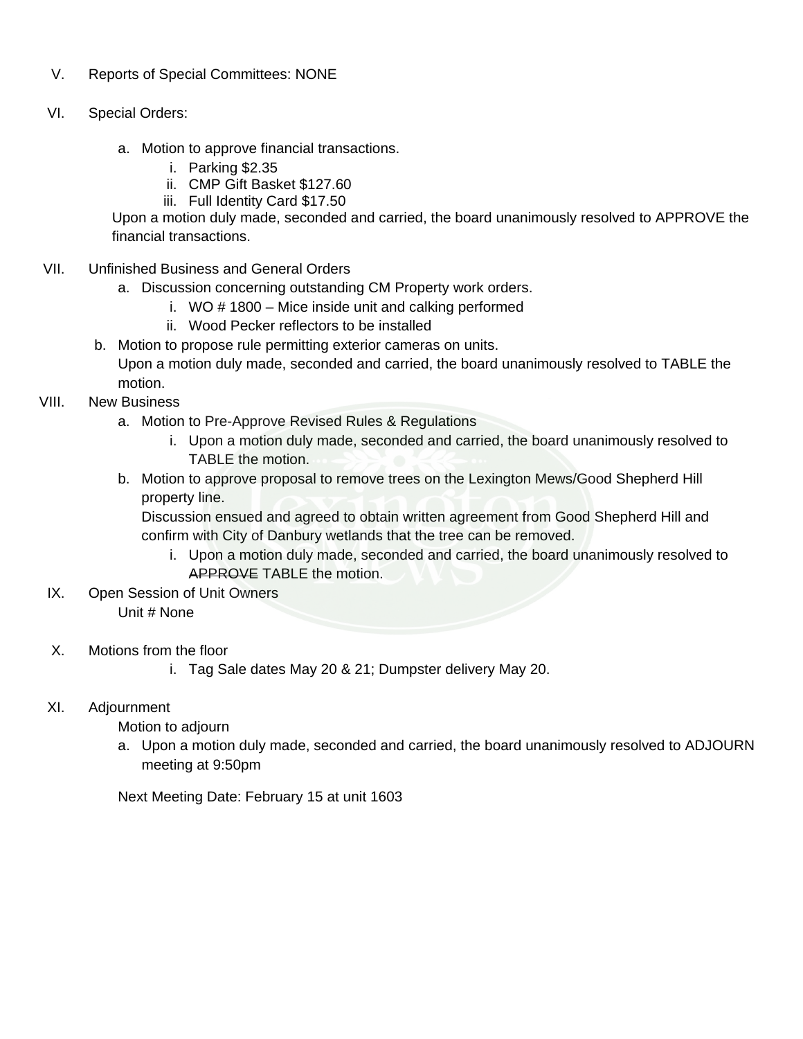V. Reports of Special Committees: NONE

VI. Special Orders:

a. Motion to approve financial transactions.
   i. Parking $2.35
   ii. CMP Gift Basket $127.60
   iii. Full Identity Card $17.50

Upon a motion duly made, seconded and carried, the board unanimously resolved to APPROVE the financial transactions.

VII. Unfinished Business and General Orders

a. Discussion concerning outstanding CM Property work orders.
   i. WO # 1800 – Mice inside unit and calking performed
   ii. Wood Pecker reflectors to be installed

b. Motion to propose rule permitting exterior cameras on units.
   Upon a motion duly made, seconded and carried, the board unanimously resolved to TABLE the motion.

VIII. New Business

a. Motion to Pre-Approve Revised Rules & Regulations
   i. Upon a motion duly made, seconded and carried, the board unanimously resolved to TABLE the motion.

b. Motion to approve proposal to remove trees on the Lexington Mews/Good Shepherd Hill property line.
   Discussion ensued and agreed to obtain written agreement from Good Shepherd Hill and confirm with City of Danbury wetlands that the tree can be removed.
   i. Upon a motion duly made, seconded and carried, the board unanimously resolved to ~~APPROVE~~ TABLE the motion.

IX. Open Session of Unit Owners

Unit # None

X. Motions from the floor

   i. Tag Sale dates May 20 & 21; Dumpster delivery May 20.

XI. Adjournment

Motion to adjourn

a. Upon a motion duly made, seconded and carried, the board unanimously resolved to ADJOURN meeting at 9:50pm

Next Meeting Date: February 15 at unit 1603